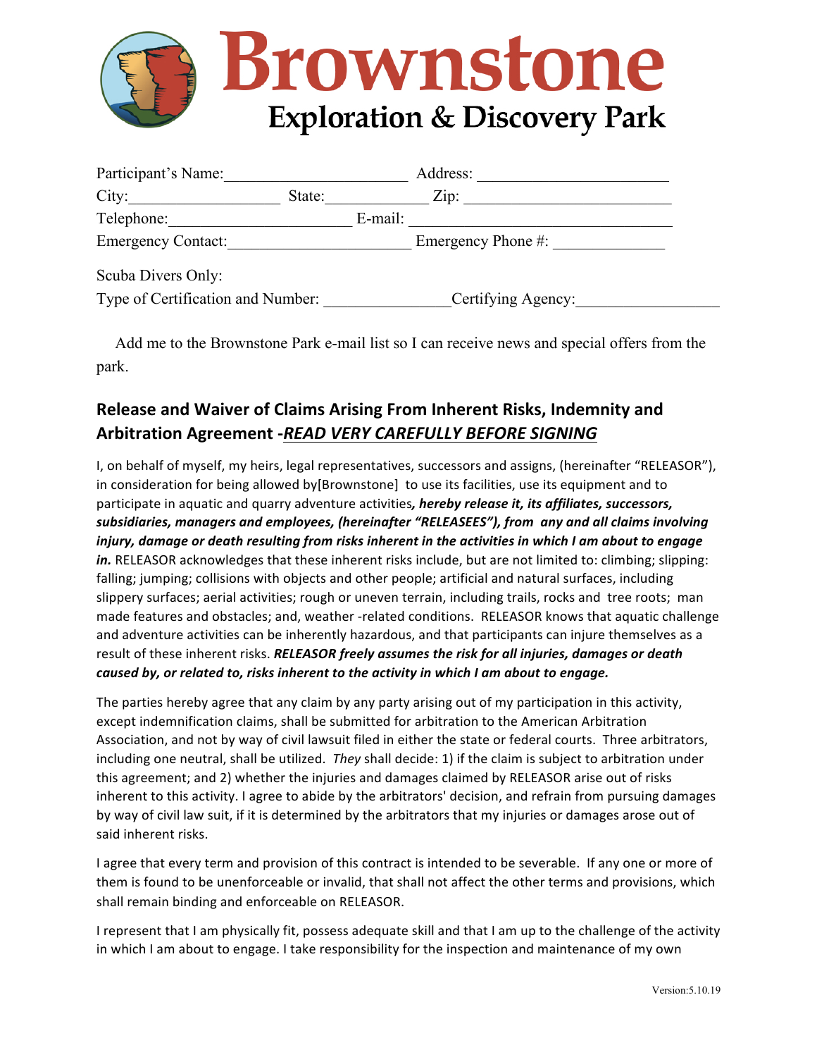# Brownstone

## Exploration & Discovery Park

Participant's Name:______________________ Address: ______________________

City:________________ State:____________ Zip: ______________________

Telephone:______________________ E-mail: ______________________________

Emergency Contact:______________________ Emergency Phone #: _____________

Scuba Divers Only:

Type of Certification and Number: _______________Certifying Agency:_________________

Add me to the Brownstone Park e-mail list so I can receive news and special offers from the park.

## Release and Waiver of Claims Arising From Inherent Risks, Indemnity and Arbitration Agreement -*READ VERY CAREFULLY BEFORE SIGNING*

I, on behalf of myself, my heirs, legal representatives, successors and assigns, (hereinafter "RELEASOR"), in consideration for being allowed by[Brownstone] to use its facilities, use its equipment and to participate in aquatic and quarry adventure activities***, hereby release it, its affiliates, successors, subsidiaries, managers and employees, (hereinafter "RELEASEES"), from any and all claims involving injury, damage or death resulting from risks inherent in the activities in which I am about to engage in.*** RELEASOR acknowledges that these inherent risks include, but are not limited to: climbing; slipping: falling; jumping; collisions with objects and other people; artificial and natural surfaces, including slippery surfaces; aerial activities; rough or uneven terrain, including trails, rocks and tree roots; man made features and obstacles; and, weather -related conditions. RELEASOR knows that aquatic challenge and adventure activities can be inherently hazardous, and that participants can injure themselves as a result of these inherent risks. ***RELEASOR freely assumes the risk for all injuries, damages or death caused by, or related to, risks inherent to the activity in which I am about to engage.***

The parties hereby agree that any claim by any party arising out of my participation in this activity, except indemnification claims, shall be submitted for arbitration to the American Arbitration Association, and not by way of civil lawsuit filed in either the state or federal courts. Three arbitrators, including one neutral, shall be utilized. *They* shall decide: 1) if the claim is subject to arbitration under this agreement; and 2) whether the injuries and damages claimed by RELEASOR arise out of risks inherent to this activity. I agree to abide by the arbitrators' decision, and refrain from pursuing damages by way of civil law suit, if it is determined by the arbitrators that my injuries or damages arose out of said inherent risks.

I agree that every term and provision of this contract is intended to be severable. If any one or more of them is found to be unenforceable or invalid, that shall not affect the other terms and provisions, which shall remain binding and enforceable on RELEASOR.

I represent that I am physically fit, possess adequate skill and that I am up to the challenge of the activity in which I am about to engage. I take responsibility for the inspection and maintenance of my own

Version:5.10.19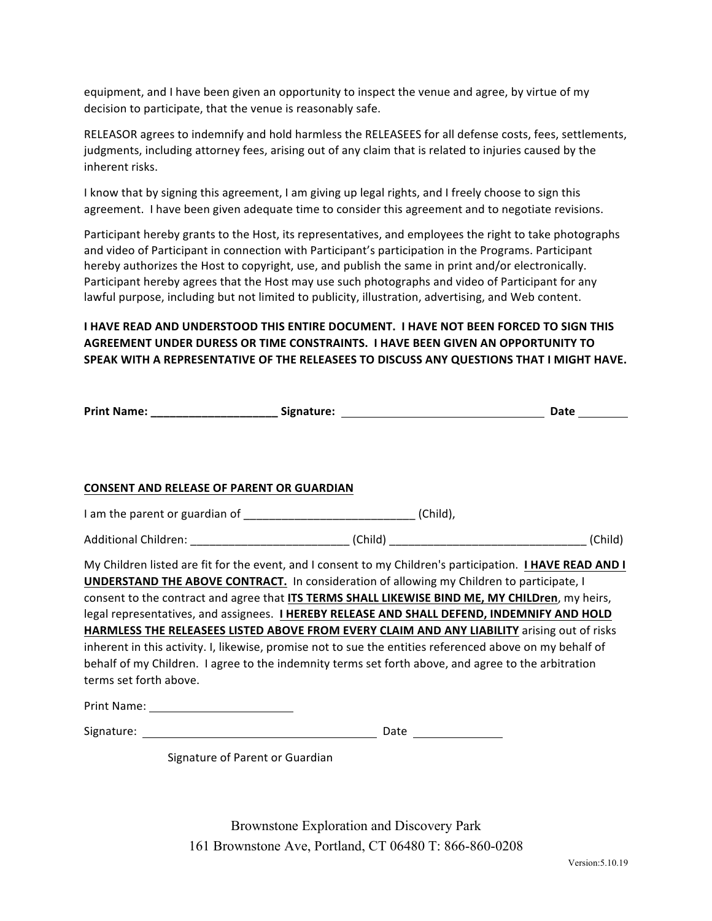equipment, and I have been given an opportunity to inspect the venue and agree, by virtue of my decision to participate, that the venue is reasonably safe.

RELEASOR agrees to indemnify and hold harmless the RELEASEES for all defense costs, fees, settlements, judgments, including attorney fees, arising out of any claim that is related to injuries caused by the inherent risks.

I know that by signing this agreement, I am giving up legal rights, and I freely choose to sign this agreement. I have been given adequate time to consider this agreement and to negotiate revisions.

Participant hereby grants to the Host, its representatives, and employees the right to take photographs and video of Participant in connection with Participant's participation in the Programs. Participant hereby authorizes the Host to copyright, use, and publish the same in print and/or electronically. Participant hereby agrees that the Host may use such photographs and video of Participant for any lawful purpose, including but not limited to publicity, illustration, advertising, and Web content.

**I HAVE READ AND UNDERSTOOD THIS ENTIRE DOCUMENT. I HAVE NOT BEEN FORCED TO SIGN THIS AGREEMENT UNDER DURESS OR TIME CONSTRAINTS. I HAVE BEEN GIVEN AN OPPORTUNITY TO SPEAK WITH A REPRESENTATIVE OF THE RELEASEES TO DISCUSS ANY QUESTIONS THAT I MIGHT HAVE.**

**Print Name: ____________________ Signature:** ________________________________ **Date** ________

**CONSENT AND RELEASE OF PARENT OR GUARDIAN**

I am the parent or guardian of ___________________________ (Child),

Additional Children: _________________________ (Child) _______________________________ (Child)

My Children listed are fit for the event, and I consent to my Children's participation. **I HAVE READ AND I UNDERSTAND THE ABOVE CONTRACT.** In consideration of allowing my Children to participate, I consent to the contract and agree that **ITS TERMS SHALL LIKEWISE BIND ME, MY CHILDren**, my heirs, legal representatives, and assignees. **I HEREBY RELEASE AND SHALL DEFEND, INDEMNIFY AND HOLD HARMLESS THE RELEASEES LISTED ABOVE FROM EVERY CLAIM AND ANY LIABILITY** arising out of risks inherent in this activity. I, likewise, promise not to sue the entities referenced above on my behalf of behalf of my Children. I agree to the indemnity terms set forth above, and agree to the arbitration terms set forth above.

Print Name: ______________________

Signature: ____________________________________ Date _____________

Signature of Parent or Guardian

Brownstone Exploration and Discovery Park
161 Brownstone Ave, Portland, CT 06480 T: 866-860-0208

Version:5.10.19